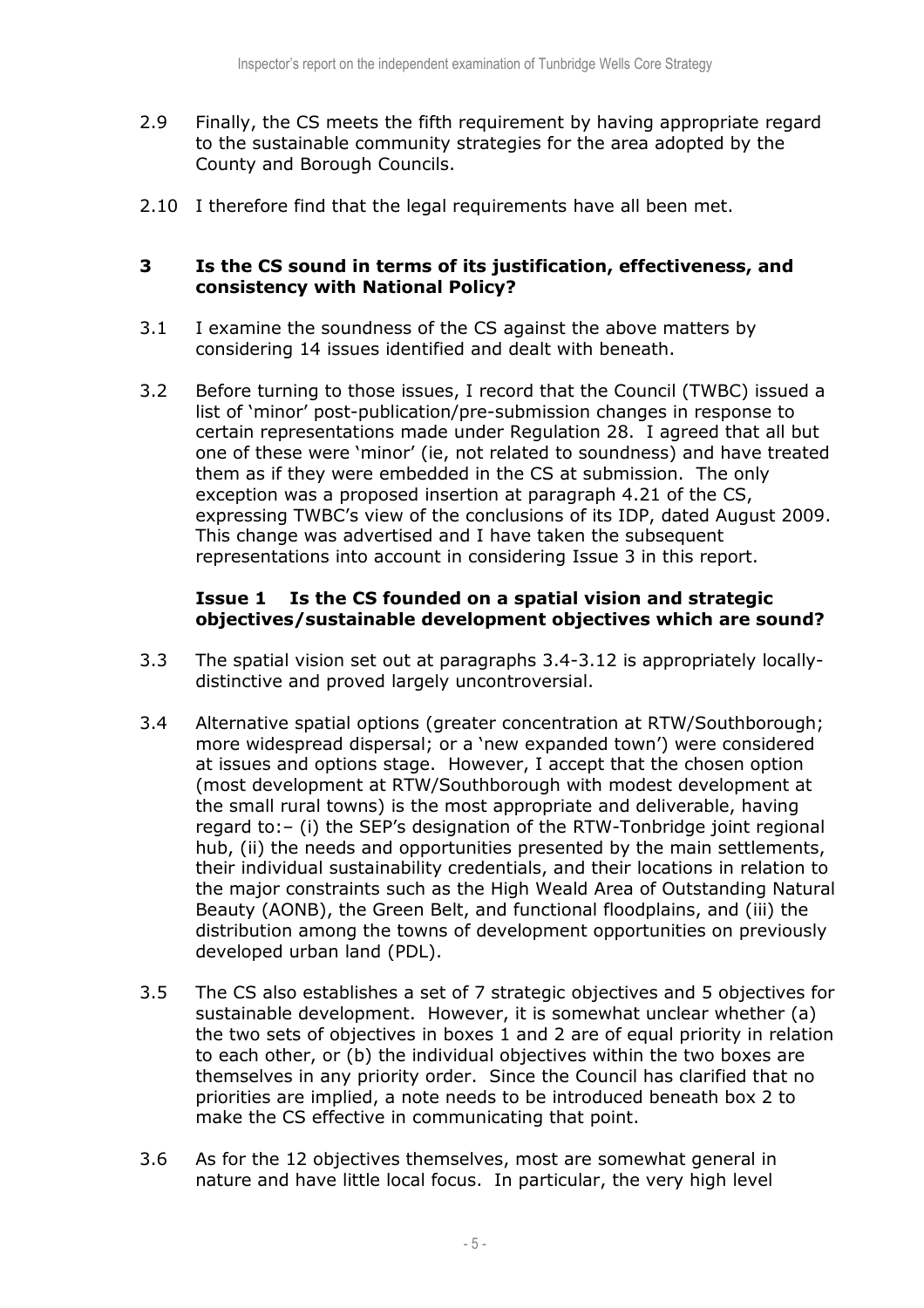2.9 Finally, the CS meets the fifth requirement by having appropriate regard to the sustainable community strategies for the area adopted by the County and Borough Councils.

2.10 I therefore find that the legal requirements have all been met.

## 3 Is the CS sound in terms of its justification, effectiveness, and consistency with National Policy?

3.1 I examine the soundness of the CS against the above matters by considering 14 issues identified and dealt with beneath.

3.2 Before turning to those issues, I record that the Council (TWBC) issued a list of 'minor' post-publication/pre-submission changes in response to certain representations made under Regulation 28. I agreed that all but one of these were 'minor' (ie, not related to soundness) and have treated them as if they were embedded in the CS at submission. The only exception was a proposed insertion at paragraph 4.21 of the CS, expressing TWBC's view of the conclusions of its IDP, dated August 2009. This change was advertised and I have taken the subsequent representations into account in considering Issue 3 in this report.

### Issue 1 Is the CS founded on a spatial vision and strategic objectives/sustainable development objectives which are sound?

3.3 The spatial vision set out at paragraphs 3.4-3.12 is appropriately locally-distinctive and proved largely uncontroversial.

3.4 Alternative spatial options (greater concentration at RTW/Southborough; more widespread dispersal; or a 'new expanded town') were considered at issues and options stage. However, I accept that the chosen option (most development at RTW/Southborough with modest development at the small rural towns) is the most appropriate and deliverable, having regard to:– (i) the SEP's designation of the RTW-Tonbridge joint regional hub, (ii) the needs and opportunities presented by the main settlements, their individual sustainability credentials, and their locations in relation to the major constraints such as the High Weald Area of Outstanding Natural Beauty (AONB), the Green Belt, and functional floodplains, and (iii) the distribution among the towns of development opportunities on previously developed urban land (PDL).

3.5 The CS also establishes a set of 7 strategic objectives and 5 objectives for sustainable development. However, it is somewhat unclear whether (a) the two sets of objectives in boxes 1 and 2 are of equal priority in relation to each other, or (b) the individual objectives within the two boxes are themselves in any priority order. Since the Council has clarified that no priorities are implied, a note needs to be introduced beneath box 2 to make the CS effective in communicating that point.

3.6 As for the 12 objectives themselves, most are somewhat general in nature and have little local focus. In particular, the very high level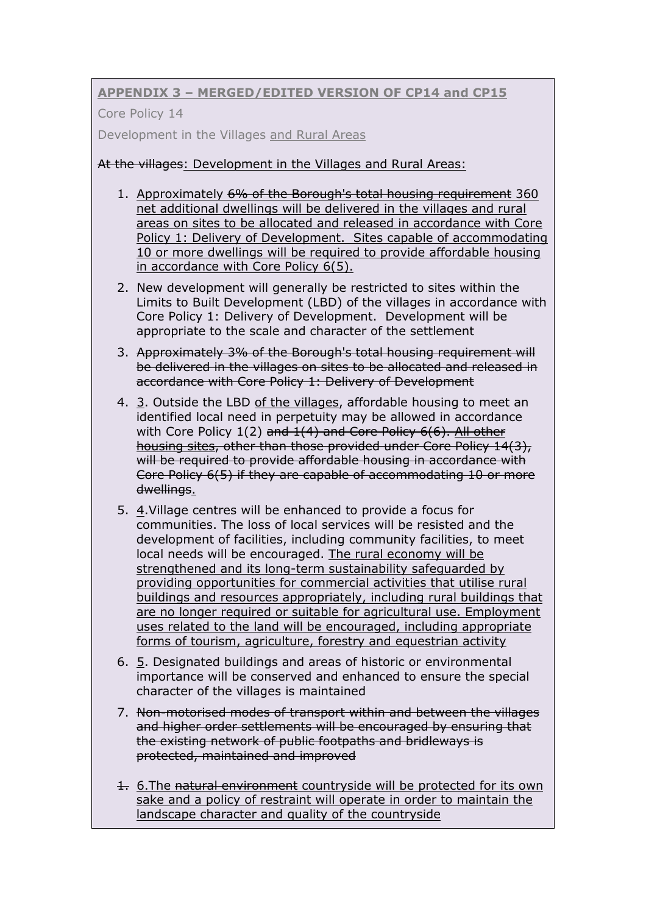**<u>APPENDIX 3 – MERGED/EDITED VERSION OF CP14 and CP15</u>**

Core Policy 14

Development in the Villages <u>and Rural Areas</u>

~~At the villages~~<u>: Development in the Villages and Rural Areas:</u>

1. <u>Approximately</u> ~~6% of the Borough's total housing requirement~~ <u>360 net additional dwellings will be delivered in the villages and rural areas on sites to be allocated and released in accordance with Core Policy 1: Delivery of Development. Sites capable of accommodating 10 or more dwellings will be required to provide affordable housing in accordance with Core Policy 6(5).</u>

2. New development will generally be restricted to sites within the Limits to Built Development (LBD) of the villages in accordance with Core Policy 1: Delivery of Development. Development will be appropriate to the scale and character of the settlement

3. ~~Approximately 3% of the Borough's total housing requirement will be delivered in the villages on sites to be allocated and released in accordance with Core Policy 1: Delivery of Development~~

4. <u>3</u>. Outside the LBD <u>of the villages</u>, affordable housing to meet an identified local need in perpetuity may be allowed in accordance with Core Policy 1(2) ~~and 1(4) and Core Policy 6(6). <u>All other housing sites</u>, other than those provided under Core Policy 14(3), will be required to provide affordable housing in accordance with Core Policy 6(5) if they are capable of accommodating 10 or more dwellings~~<u>.</u>

5. <u>4</u>.Village centres will be enhanced to provide a focus for communities. The loss of local services will be resisted and the development of facilities, including community facilities, to meet local needs will be encouraged. <u>The rural economy will be strengthened and its long-term sustainability safeguarded by providing opportunities for commercial activities that utilise rural buildings and resources appropriately, including rural buildings that are no longer required or suitable for agricultural use. Employment uses related to the land will be encouraged, including appropriate forms of tourism, agriculture, forestry and equestrian activity</u>

6. <u>5</u>. Designated buildings and areas of historic or environmental importance will be conserved and enhanced to ensure the special character of the villages is maintained

7. ~~Non-motorised modes of transport within and between the villages and higher order settlements will be encouraged by ensuring that the existing network of public footpaths and bridleways is protected, maintained and improved~~

~~1.~~ <u>6.The</u> ~~natural environment~~ <u>countryside will be protected for its own sake and a policy of restraint will operate in order to maintain the landscape character and quality of the countryside</u>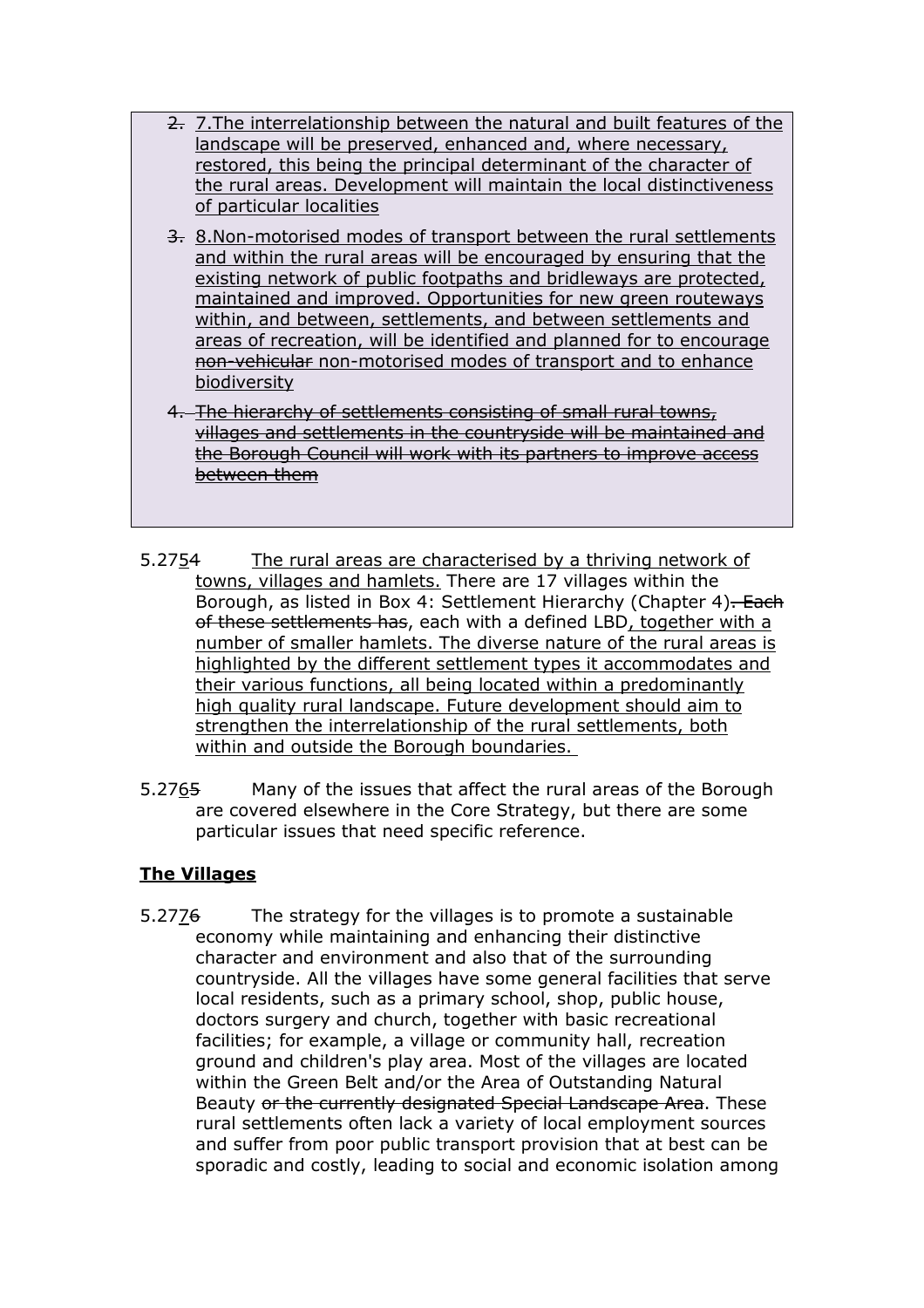~~2.~~ 7.The interrelationship between the natural and built features of the landscape will be preserved, enhanced and, where necessary, restored, this being the principal determinant of the character of the rural areas. Development will maintain the local distinctiveness of particular localities

~~3.~~ 8.Non-motorised modes of transport between the rural settlements and within the rural areas will be encouraged by ensuring that the existing network of public footpaths and bridleways are protected, maintained and improved. Opportunities for new green routeways within, and between, settlements, and between settlements and areas of recreation, will be identified and planned for to encourage ~~non-vehicular~~ non-motorised modes of transport and to enhance biodiversity

~~4. The hierarchy of settlements consisting of small rural towns, villages and settlements in the countryside will be maintained and the Borough Council will work with its partners to improve access between them~~

5.275~~4~~ The rural areas are characterised by a thriving network of towns, villages and hamlets. There are 17 villages within the Borough, as listed in Box 4: Settlement Hierarchy (Chapter 4)~~. Each of these settlements has~~, each with a defined LBD, together with a number of smaller hamlets. The diverse nature of the rural areas is highlighted by the different settlement types it accommodates and their various functions, all being located within a predominantly high quality rural landscape. Future development should aim to strengthen the interrelationship of the rural settlements, both within and outside the Borough boundaries.

5.276~~5~~ Many of the issues that affect the rural areas of the Borough are covered elsewhere in the Core Strategy, but there are some particular issues that need specific reference.

**The Villages**

5.277~~6~~ The strategy for the villages is to promote a sustainable economy while maintaining and enhancing their distinctive character and environment and also that of the surrounding countryside. All the villages have some general facilities that serve local residents, such as a primary school, shop, public house, doctors surgery and church, together with basic recreational facilities; for example, a village or community hall, recreation ground and children's play area. Most of the villages are located within the Green Belt and/or the Area of Outstanding Natural Beauty ~~or the currently designated Special Landscape Area~~. These rural settlements often lack a variety of local employment sources and suffer from poor public transport provision that at best can be sporadic and costly, leading to social and economic isolation among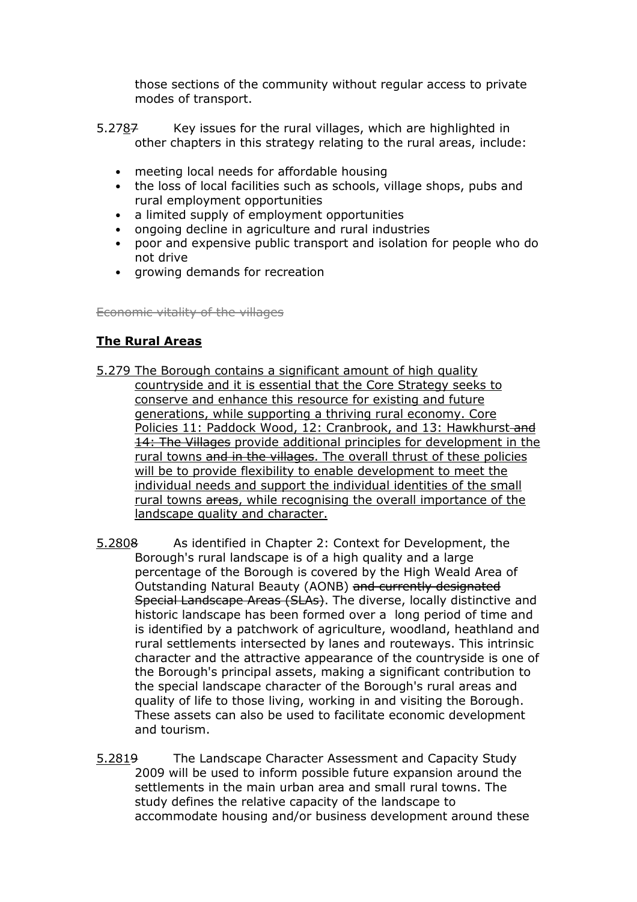those sections of the community without regular access to private modes of transport.

5.278~~7~~ Key issues for the rural villages, which are highlighted in other chapters in this strategy relating to the rural areas, include:

- meeting local needs for affordable housing
- the loss of local facilities such as schools, village shops, pubs and rural employment opportunities
- a limited supply of employment opportunities
- ongoing decline in agriculture and rural industries
- poor and expensive public transport and isolation for people who do not drive
- growing demands for recreation

~~Economic vitality of the villages~~

**The Rural Areas**

5.279 The Borough contains a significant amount of high quality countryside and it is essential that the Core Strategy seeks to conserve and enhance this resource for existing and future generations, while supporting a thriving rural economy. Core Policies 11: Paddock Wood, 12: Cranbrook, and 13: Hawkhurst ~~and 14: The Villages~~ provide additional principles for development in the rural towns ~~and in the villages~~. The overall thrust of these policies will be to provide flexibility to enable development to meet the individual needs and support the individual identities of the small rural towns ~~areas~~, while recognising the overall importance of the landscape quality and character.

5.280~~8~~ As identified in Chapter 2: Context for Development, the Borough's rural landscape is of a high quality and a large percentage of the Borough is covered by the High Weald Area of Outstanding Natural Beauty (AONB) ~~and currently designated Special Landscape Areas (SLAs)~~. The diverse, locally distinctive and historic landscape has been formed over a long period of time and is identified by a patchwork of agriculture, woodland, heathland and rural settlements intersected by lanes and routeways. This intrinsic character and the attractive appearance of the countryside is one of the Borough's principal assets, making a significant contribution to the special landscape character of the Borough's rural areas and quality of life to those living, working in and visiting the Borough. These assets can also be used to facilitate economic development and tourism.

5.281~~9~~ The Landscape Character Assessment and Capacity Study 2009 will be used to inform possible future expansion around the settlements in the main urban area and small rural towns. The study defines the relative capacity of the landscape to accommodate housing and/or business development around these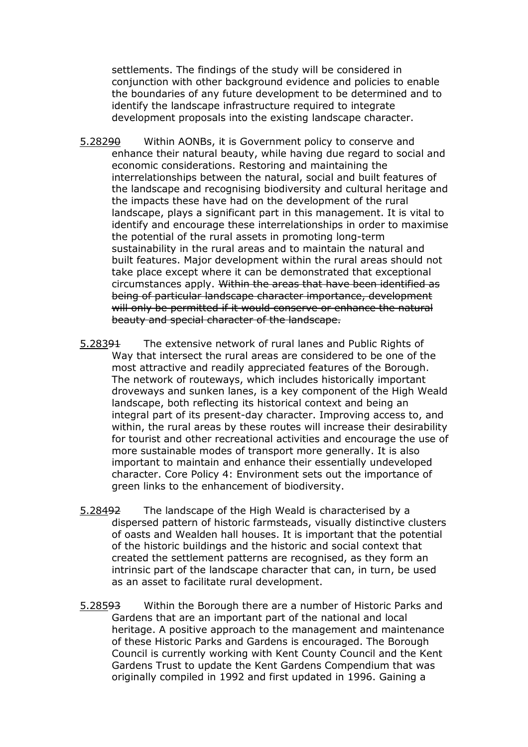settlements. The findings of the study will be considered in conjunction with other background evidence and policies to enable the boundaries of any future development to be determined and to identify the landscape infrastructure required to integrate development proposals into the existing landscape character.

5.282~~90~~ Within AONBs, it is Government policy to conserve and enhance their natural beauty, while having due regard to social and economic considerations. Restoring and maintaining the interrelationships between the natural, social and built features of the landscape and recognising biodiversity and cultural heritage and the impacts these have had on the development of the rural landscape, plays a significant part in this management. It is vital to identify and encourage these interrelationships in order to maximise the potential of the rural assets in promoting long-term sustainability in the rural areas and to maintain the natural and built features. Major development within the rural areas should not take place except where it can be demonstrated that exceptional circumstances apply. ~~Within the areas that have been identified as being of particular landscape character importance, development will only be permitted if it would conserve or enhance the natural beauty and special character of the landscape.~~

5.283~~91~~ The extensive network of rural lanes and Public Rights of Way that intersect the rural areas are considered to be one of the most attractive and readily appreciated features of the Borough. The network of routeways, which includes historically important droveways and sunken lanes, is a key component of the High Weald landscape, both reflecting its historical context and being an integral part of its present-day character. Improving access to, and within, the rural areas by these routes will increase their desirability for tourist and other recreational activities and encourage the use of more sustainable modes of transport more generally. It is also important to maintain and enhance their essentially undeveloped character. Core Policy 4: Environment sets out the importance of green links to the enhancement of biodiversity.

5.284~~92~~ The landscape of the High Weald is characterised by a dispersed pattern of historic farmsteads, visually distinctive clusters of oasts and Wealden hall houses. It is important that the potential of the historic buildings and the historic and social context that created the settlement patterns are recognised, as they form an intrinsic part of the landscape character that can, in turn, be used as an asset to facilitate rural development.

5.285~~93~~ Within the Borough there are a number of Historic Parks and Gardens that are an important part of the national and local heritage. A positive approach to the management and maintenance of these Historic Parks and Gardens is encouraged. The Borough Council is currently working with Kent County Council and the Kent Gardens Trust to update the Kent Gardens Compendium that was originally compiled in 1992 and first updated in 1996. Gaining a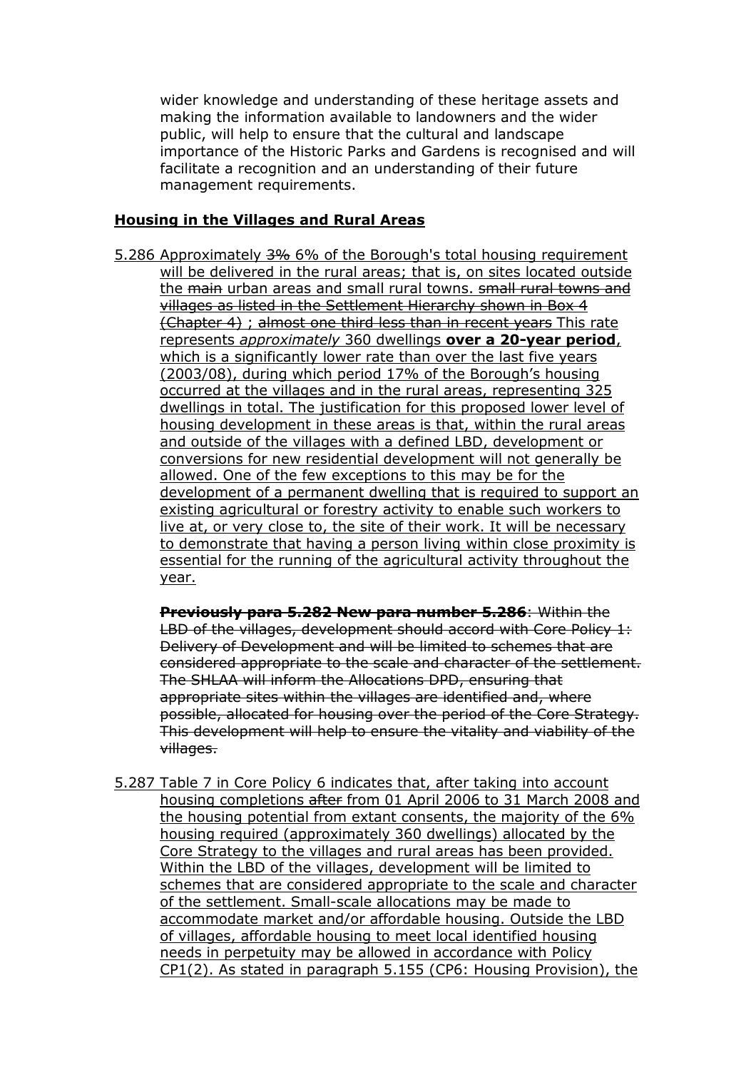wider knowledge and understanding of these heritage assets and making the information available to landowners and the wider public, will help to ensure that the cultural and landscape importance of the Historic Parks and Gardens is recognised and will facilitate a recognition and an understanding of their future management requirements.

## Housing in the Villages and Rural Areas

5.286 Approximately ~~3%~~ 6% of the Borough's total housing requirement will be delivered in the rural areas; that is, on sites located outside the ~~main~~ urban areas and small rural towns. ~~small rural towns and villages as listed in the Settlement Hierarchy shown in Box 4 (Chapter 4) ; almost one third less than in recent years~~ This rate represents *approximately* 360 dwellings **over a 20-year period**, which is a significantly lower rate than over the last five years (2003/08), during which period 17% of the Borough's housing occurred at the villages and in the rural areas, representing 325 dwellings in total. The justification for this proposed lower level of housing development in these areas is that, within the rural areas and outside of the villages with a defined LBD, development or conversions for new residential development will not generally be allowed. One of the few exceptions to this may be for the development of a permanent dwelling that is required to support an existing agricultural or forestry activity to enable such workers to live at, or very close to, the site of their work. It will be necessary to demonstrate that having a person living within close proximity is essential for the running of the agricultural activity throughout the year.

~~**Previously para 5.282 New para number 5.286**: Within the LBD of the villages, development should accord with Core Policy 1: Delivery of Development and will be limited to schemes that are considered appropriate to the scale and character of the settlement. The SHLAA will inform the Allocations DPD, ensuring that appropriate sites within the villages are identified and, where possible, allocated for housing over the period of the Core Strategy. This development will help to ensure the vitality and viability of the villages.~~

5.287 Table 7 in Core Policy 6 indicates that, after taking into account housing completions ~~after~~ from 01 April 2006 to 31 March 2008 and the housing potential from extant consents, the majority of the 6% housing required (approximately 360 dwellings) allocated by the Core Strategy to the villages and rural areas has been provided. Within the LBD of the villages, development will be limited to schemes that are considered appropriate to the scale and character of the settlement. Small-scale allocations may be made to accommodate market and/or affordable housing. Outside the LBD of villages, affordable housing to meet local identified housing needs in perpetuity may be allowed in accordance with Policy CP1(2). As stated in paragraph 5.155 (CP6: Housing Provision), the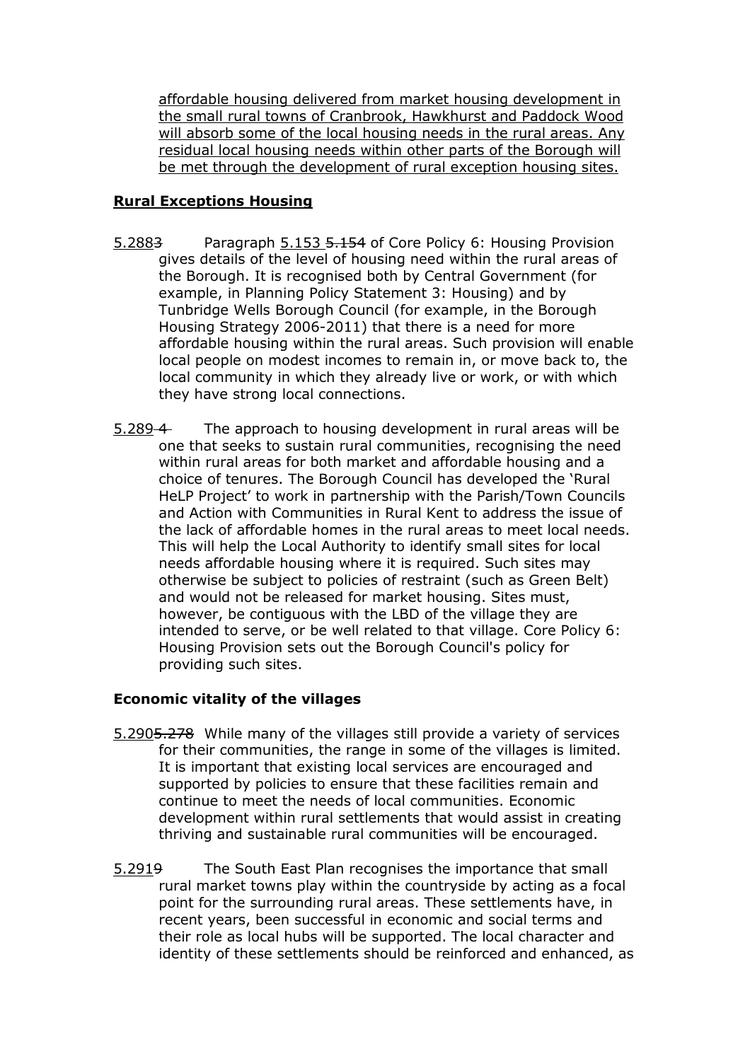affordable housing delivered from market housing development in the small rural towns of Cranbrook, Hawkhurst and Paddock Wood will absorb some of the local housing needs in the rural areas. Any residual local housing needs within other parts of the Borough will be met through the development of rural exception housing sites.

**Rural Exceptions Housing**

5.2883 Paragraph 5.153 ~~5.154~~ of Core Policy 6: Housing Provision gives details of the level of housing need within the rural areas of the Borough. It is recognised both by Central Government (for example, in Planning Policy Statement 3: Housing) and by Tunbridge Wells Borough Council (for example, in the Borough Housing Strategy 2006-2011) that there is a need for more affordable housing within the rural areas. Such provision will enable local people on modest incomes to remain in, or move back to, the local community in which they already live or work, or with which they have strong local connections.

5.289 4 The approach to housing development in rural areas will be one that seeks to sustain rural communities, recognising the need within rural areas for both market and affordable housing and a choice of tenures. The Borough Council has developed the 'Rural HeLP Project' to work in partnership with the Parish/Town Councils and Action with Communities in Rural Kent to address the issue of the lack of affordable homes in the rural areas to meet local needs. This will help the Local Authority to identify small sites for local needs affordable housing where it is required. Such sites may otherwise be subject to policies of restraint (such as Green Belt) and would not be released for market housing. Sites must, however, be contiguous with the LBD of the village they are intended to serve, or be well related to that village. Core Policy 6: Housing Provision sets out the Borough Council's policy for providing such sites.

**Economic vitality of the villages**

5.290~~5.278~~ While many of the villages still provide a variety of services for their communities, the range in some of the villages is limited. It is important that existing local services are encouraged and supported by policies to ensure that these facilities remain and continue to meet the needs of local communities. Economic development within rural settlements that would assist in creating thriving and sustainable rural communities will be encouraged.

5.2919 The South East Plan recognises the importance that small rural market towns play within the countryside by acting as a focal point for the surrounding rural areas. These settlements have, in recent years, been successful in economic and social terms and their role as local hubs will be supported. The local character and identity of these settlements should be reinforced and enhanced, as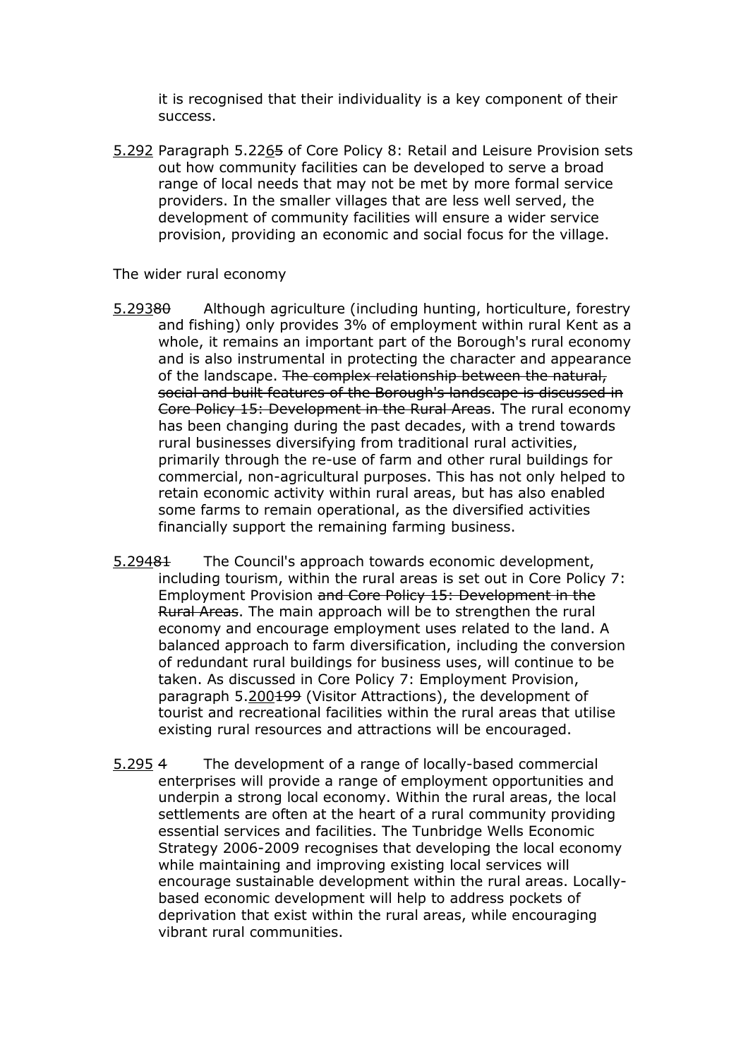it is recognised that their individuality is a key component of their success.

5.292 Paragraph 5.2265 of Core Policy 8: Retail and Leisure Provision sets out how community facilities can be developed to serve a broad range of local needs that may not be met by more formal service providers. In the smaller villages that are less well served, the development of community facilities will ensure a wider service provision, providing an economic and social focus for the village.

The wider rural economy

5.29380 Although agriculture (including hunting, horticulture, forestry and fishing) only provides 3% of employment within rural Kent as a whole, it remains an important part of the Borough's rural economy and is also instrumental in protecting the character and appearance of the landscape. ~~The complex relationship between the natural, social and built features of the Borough's landscape is discussed in Core Policy 15: Development in the Rural Areas.~~ The rural economy has been changing during the past decades, with a trend towards rural businesses diversifying from traditional rural activities, primarily through the re-use of farm and other rural buildings for commercial, non-agricultural purposes. This has not only helped to retain economic activity within rural areas, but has also enabled some farms to remain operational, as the diversified activities financially support the remaining farming business.

5.29481 The Council's approach towards economic development, including tourism, within the rural areas is set out in Core Policy 7: Employment Provision ~~and Core Policy 15: Development in the Rural Areas~~. The main approach will be to strengthen the rural economy and encourage employment uses related to the land. A balanced approach to farm diversification, including the conversion of redundant rural buildings for business uses, will continue to be taken. As discussed in Core Policy 7: Employment Provision, paragraph 5.200199 (Visitor Attractions), the development of tourist and recreational facilities within the rural areas that utilise existing rural resources and attractions will be encouraged.

5.295 4 The development of a range of locally-based commercial enterprises will provide a range of employment opportunities and underpin a strong local economy. Within the rural areas, the local settlements are often at the heart of a rural community providing essential services and facilities. The Tunbridge Wells Economic Strategy 2006-2009 recognises that developing the local economy while maintaining and improving existing local services will encourage sustainable development within the rural areas. Locally-based economic development will help to address pockets of deprivation that exist within the rural areas, while encouraging vibrant rural communities.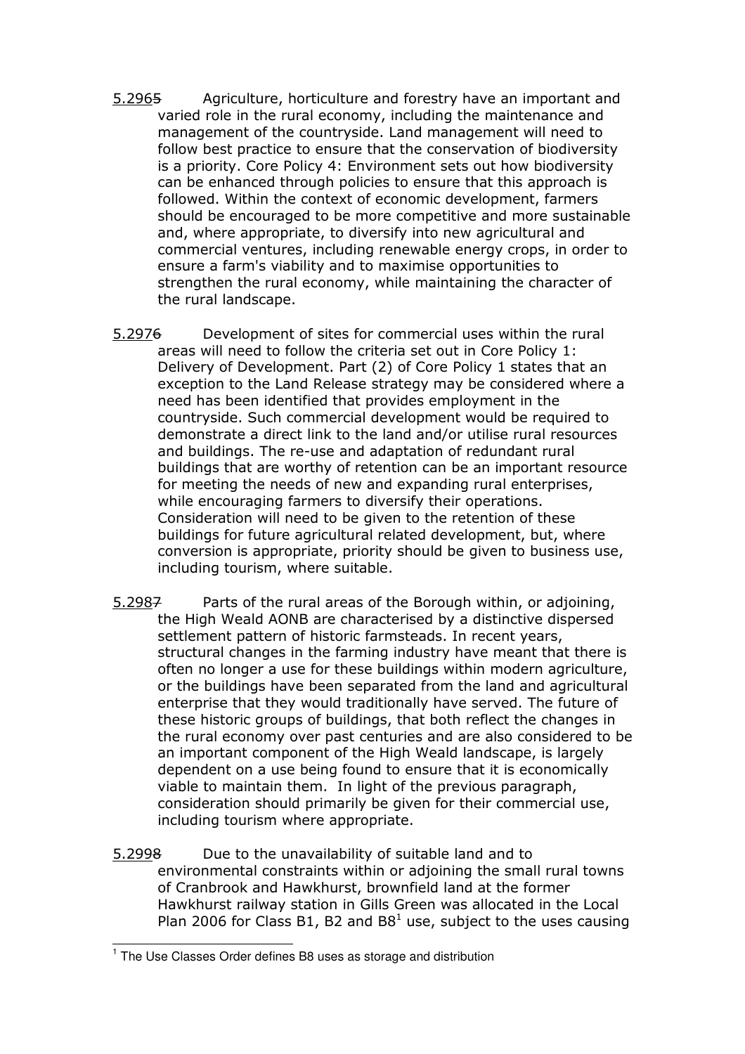5.296~~5~~ Agriculture, horticulture and forestry have an important and varied role in the rural economy, including the maintenance and management of the countryside. Land management will need to follow best practice to ensure that the conservation of biodiversity is a priority. Core Policy 4: Environment sets out how biodiversity can be enhanced through policies to ensure that this approach is followed. Within the context of economic development, farmers should be encouraged to be more competitive and more sustainable and, where appropriate, to diversify into new agricultural and commercial ventures, including renewable energy crops, in order to ensure a farm's viability and to maximise opportunities to strengthen the rural economy, while maintaining the character of the rural landscape.

5.297~~6~~ Development of sites for commercial uses within the rural areas will need to follow the criteria set out in Core Policy 1: Delivery of Development. Part (2) of Core Policy 1 states that an exception to the Land Release strategy may be considered where a need has been identified that provides employment in the countryside. Such commercial development would be required to demonstrate a direct link to the land and/or utilise rural resources and buildings. The re-use and adaptation of redundant rural buildings that are worthy of retention can be an important resource for meeting the needs of new and expanding rural enterprises, while encouraging farmers to diversify their operations. Consideration will need to be given to the retention of these buildings for future agricultural related development, but, where conversion is appropriate, priority should be given to business use, including tourism, where suitable.

5.298~~7~~ Parts of the rural areas of the Borough within, or adjoining, the High Weald AONB are characterised by a distinctive dispersed settlement pattern of historic farmsteads. In recent years, structural changes in the farming industry have meant that there is often no longer a use for these buildings within modern agriculture, or the buildings have been separated from the land and agricultural enterprise that they would traditionally have served. The future of these historic groups of buildings, that both reflect the changes in the rural economy over past centuries and are also considered to be an important component of the High Weald landscape, is largely dependent on a use being found to ensure that it is economically viable to maintain them. In light of the previous paragraph, consideration should primarily be given for their commercial use, including tourism where appropriate.

5.299~~8~~ Due to the unavailability of suitable land and to environmental constraints within or adjoining the small rural towns of Cranbrook and Hawkhurst, brownfield land at the former Hawkhurst railway station in Gills Green was allocated in the Local Plan 2006 for Class B1, B2 and B8[1] use, subject to the uses causing

[1] The Use Classes Order defines B8 uses as storage and distribution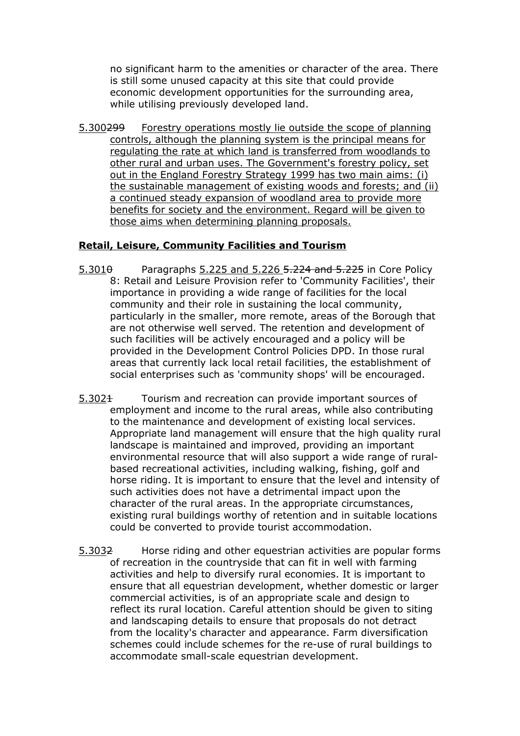no significant harm to the amenities or character of the area. There is still some unused capacity at this site that could provide economic development opportunities for the surrounding area, while utilising previously developed land.

<u>5.300</u>~~299~~ <u>Forestry operations mostly lie outside the scope of planning controls, although the planning system is the principal means for regulating the rate at which land is transferred from woodlands to other rural and urban uses. The Government's forestry policy, set out in the England Forestry Strategy 1999 has two main aims: (i) the sustainable management of existing woods and forests; and (ii) a continued steady expansion of woodland area to provide more benefits for society and the environment. Regard will be given to those aims when determining planning proposals.</u>

**<u>Retail, Leisure, Community Facilities and Tourism</u>**

<u>5.301</u>~~0~~ Paragraphs <u>5.225 and 5.226</u> ~~5.224 and 5.225~~ in Core Policy 8: Retail and Leisure Provision refer to 'Community Facilities', their importance in providing a wide range of facilities for the local community and their role in sustaining the local community, particularly in the smaller, more remote, areas of the Borough that are not otherwise well served. The retention and development of such facilities will be actively encouraged and a policy will be provided in the Development Control Policies DPD. In those rural areas that currently lack local retail facilities, the establishment of social enterprises such as 'community shops' will be encouraged.

<u>5.302</u>~~1~~ Tourism and recreation can provide important sources of employment and income to the rural areas, while also contributing to the maintenance and development of existing local services. Appropriate land management will ensure that the high quality rural landscape is maintained and improved, providing an important environmental resource that will also support a wide range of rural-based recreational activities, including walking, fishing, golf and horse riding. It is important to ensure that the level and intensity of such activities does not have a detrimental impact upon the character of the rural areas. In the appropriate circumstances, existing rural buildings worthy of retention and in suitable locations could be converted to provide tourist accommodation.

<u>5.303</u>~~2~~ Horse riding and other equestrian activities are popular forms of recreation in the countryside that can fit in well with farming activities and help to diversify rural economies. It is important to ensure that all equestrian development, whether domestic or larger commercial activities, is of an appropriate scale and design to reflect its rural location. Careful attention should be given to siting and landscaping details to ensure that proposals do not detract from the locality's character and appearance. Farm diversification schemes could include schemes for the re-use of rural buildings to accommodate small-scale equestrian development.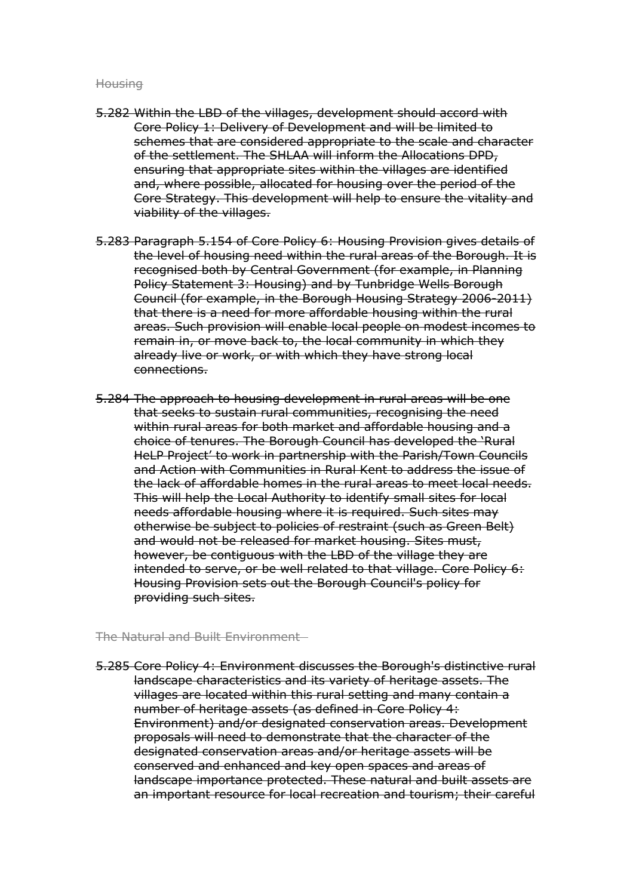~~Housing~~

~~5.282 Within the LBD of the villages, development should accord with Core Policy 1: Delivery of Development and will be limited to schemes that are considered appropriate to the scale and character of the settlement. The SHLAA will inform the Allocations DPD, ensuring that appropriate sites within the villages are identified and, where possible, allocated for housing over the period of the Core Strategy. This development will help to ensure the vitality and viability of the villages.~~

~~5.283 Paragraph 5.154 of Core Policy 6: Housing Provision gives details of the level of housing need within the rural areas of the Borough. It is recognised both by Central Government (for example, in Planning Policy Statement 3: Housing) and by Tunbridge Wells Borough Council (for example, in the Borough Housing Strategy 2006-2011) that there is a need for more affordable housing within the rural areas. Such provision will enable local people on modest incomes to remain in, or move back to, the local community in which they already live or work, or with which they have strong local connections.~~

~~5.284 The approach to housing development in rural areas will be one that seeks to sustain rural communities, recognising the need within rural areas for both market and affordable housing and a choice of tenures. The Borough Council has developed the 'Rural HeLP Project' to work in partnership with the Parish/Town Councils and Action with Communities in Rural Kent to address the issue of the lack of affordable homes in the rural areas to meet local needs. This will help the Local Authority to identify small sites for local needs affordable housing where it is required. Such sites may otherwise be subject to policies of restraint (such as Green Belt) and would not be released for market housing. Sites must, however, be contiguous with the LBD of the village they are intended to serve, or be well related to that village. Core Policy 6: Housing Provision sets out the Borough Council's policy for providing such sites.~~

~~The Natural and Built Environment~~

~~5.285 Core Policy 4: Environment discusses the Borough's distinctive rural landscape characteristics and its variety of heritage assets. The villages are located within this rural setting and many contain a number of heritage assets (as defined in Core Policy 4: Environment) and/or designated conservation areas. Development proposals will need to demonstrate that the character of the designated conservation areas and/or heritage assets will be conserved and enhanced and key open spaces and areas of landscape importance protected. These natural and built assets are an important resource for local recreation and tourism; their careful~~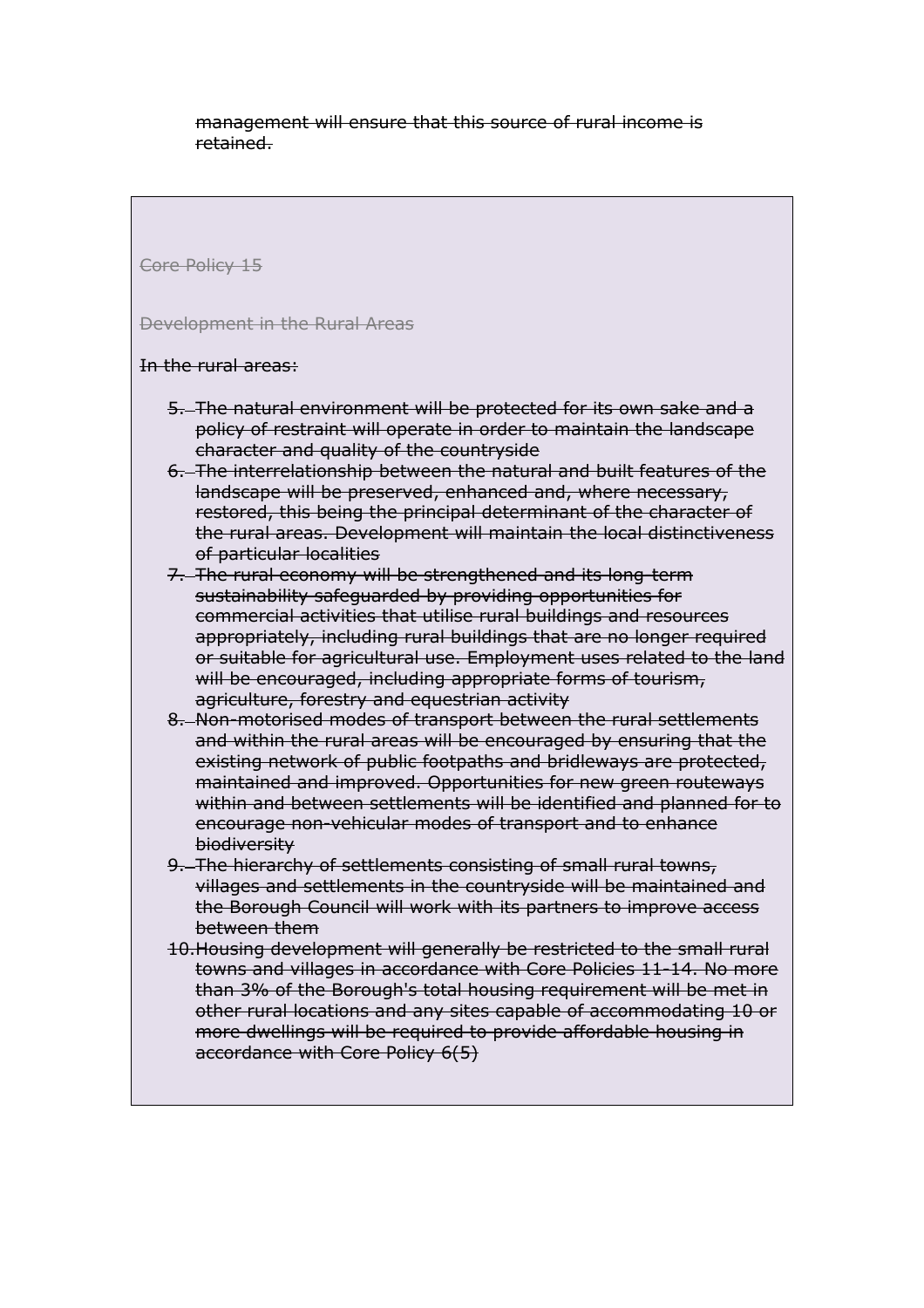~~management will ensure that this source of rural income is retained.~~

~~Core Policy 15~~

~~Development in the Rural Areas~~

~~In the rural areas:~~

5. ~~The natural environment will be protected for its own sake and a policy of restraint will operate in order to maintain the landscape character and quality of the countryside~~
6. ~~The interrelationship between the natural and built features of the landscape will be preserved, enhanced and, where necessary, restored, this being the principal determinant of the character of the rural areas. Development will maintain the local distinctiveness of particular localities~~
7. ~~The rural economy will be strengthened and its long-term sustainability safeguarded by providing opportunities for commercial activities that utilise rural buildings and resources appropriately, including rural buildings that are no longer required or suitable for agricultural use. Employment uses related to the land will be encouraged, including appropriate forms of tourism, agriculture, forestry and equestrian activity~~
8. ~~Non-motorised modes of transport between the rural settlements and within the rural areas will be encouraged by ensuring that the existing network of public footpaths and bridleways are protected, maintained and improved. Opportunities for new green routeways within and between settlements will be identified and planned for to encourage non-vehicular modes of transport and to enhance biodiversity~~
9. ~~The hierarchy of settlements consisting of small rural towns, villages and settlements in the countryside will be maintained and the Borough Council will work with its partners to improve access between them~~
10. ~~Housing development will generally be restricted to the small rural towns and villages in accordance with Core Policies 11-14. No more than 3% of the Borough's total housing requirement will be met in other rural locations and any sites capable of accommodating 10 or more dwellings will be required to provide affordable housing in accordance with Core Policy 6(5)~~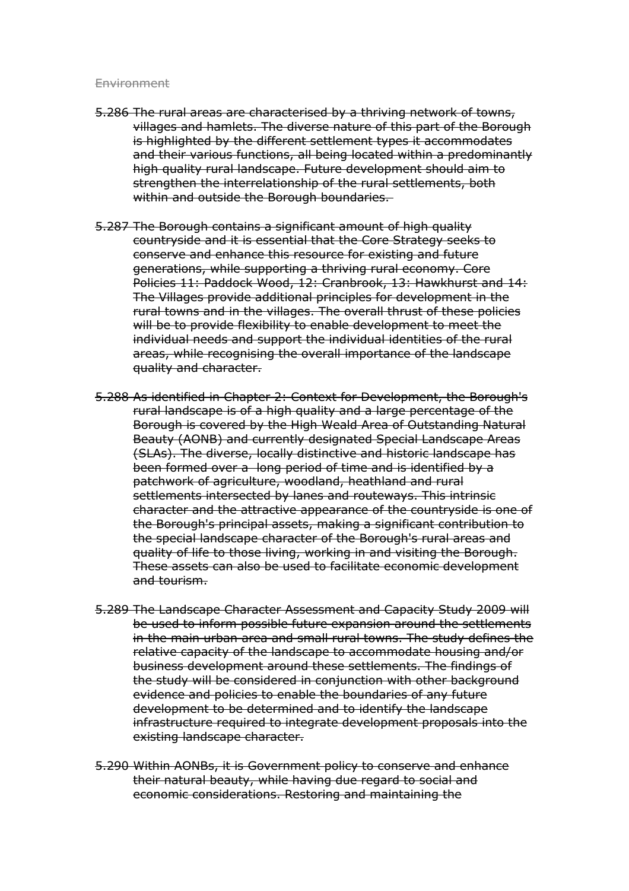## ~~Environment~~

~~5.286 The rural areas are characterised by a thriving network of towns, villages and hamlets. The diverse nature of this part of the Borough is highlighted by the different settlement types it accommodates and their various functions, all being located within a predominantly high quality rural landscape. Future development should aim to strengthen the interrelationship of the rural settlements, both within and outside the Borough boundaries.~~

~~5.287 The Borough contains a significant amount of high quality countryside and it is essential that the Core Strategy seeks to conserve and enhance this resource for existing and future generations, while supporting a thriving rural economy. Core Policies 11: Paddock Wood, 12: Cranbrook, 13: Hawkhurst and 14: The Villages provide additional principles for development in the rural towns and in the villages. The overall thrust of these policies will be to provide flexibility to enable development to meet the individual needs and support the individual identities of the rural areas, while recognising the overall importance of the landscape quality and character.~~

~~5.288 As identified in Chapter 2: Context for Development, the Borough's rural landscape is of a high quality and a large percentage of the Borough is covered by the High Weald Area of Outstanding Natural Beauty (AONB) and currently designated Special Landscape Areas (SLAs). The diverse, locally distinctive and historic landscape has been formed over a long period of time and is identified by a patchwork of agriculture, woodland, heathland and rural settlements intersected by lanes and routeways. This intrinsic character and the attractive appearance of the countryside is one of the Borough's principal assets, making a significant contribution to the special landscape character of the Borough's rural areas and quality of life to those living, working in and visiting the Borough. These assets can also be used to facilitate economic development and tourism.~~

~~5.289 The Landscape Character Assessment and Capacity Study 2009 will be used to inform possible future expansion around the settlements in the main urban area and small rural towns. The study defines the relative capacity of the landscape to accommodate housing and/or business development around these settlements. The findings of the study will be considered in conjunction with other background evidence and policies to enable the boundaries of any future development to be determined and to identify the landscape infrastructure required to integrate development proposals into the existing landscape character.~~

~~5.290 Within AONBs, it is Government policy to conserve and enhance their natural beauty, while having due regard to social and economic considerations. Restoring and maintaining the~~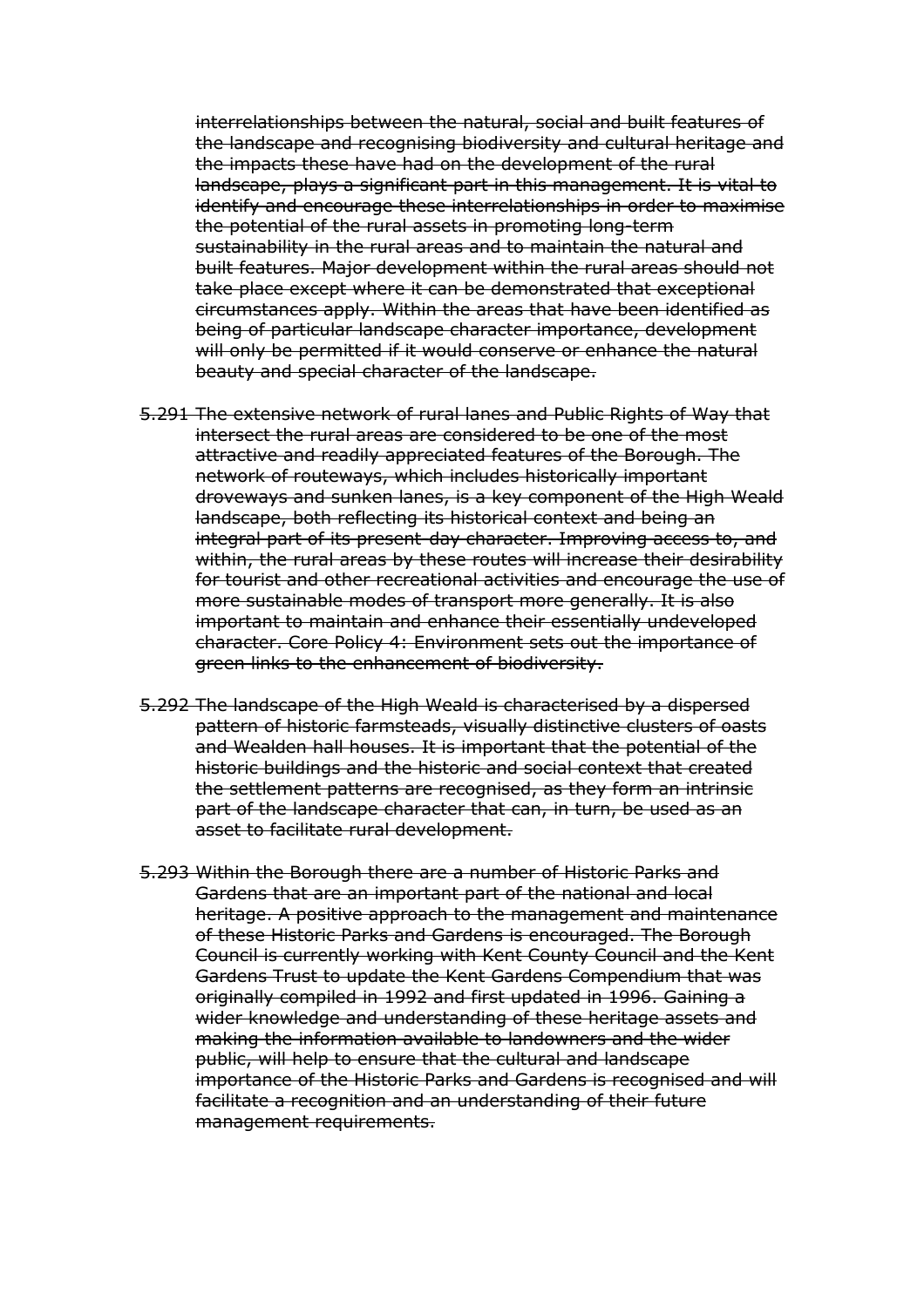~~interrelationships between the natural, social and built features of the landscape and recognising biodiversity and cultural heritage and the impacts these have had on the development of the rural landscape, plays a significant part in this management. It is vital to identify and encourage these interrelationships in order to maximise the potential of the rural assets in promoting long-term sustainability in the rural areas and to maintain the natural and built features. Major development within the rural areas should not take place except where it can be demonstrated that exceptional circumstances apply. Within the areas that have been identified as being of particular landscape character importance, development will only be permitted if it would conserve or enhance the natural beauty and special character of the landscape.~~

~~5.291 The extensive network of rural lanes and Public Rights of Way that intersect the rural areas are considered to be one of the most attractive and readily appreciated features of the Borough. The network of routeways, which includes historically important droveways and sunken lanes, is a key component of the High Weald landscape, both reflecting its historical context and being an integral part of its present-day character. Improving access to, and within, the rural areas by these routes will increase their desirability for tourist and other recreational activities and encourage the use of more sustainable modes of transport more generally. It is also important to maintain and enhance their essentially undeveloped character. Core Policy 4: Environment sets out the importance of green links to the enhancement of biodiversity.~~

~~5.292 The landscape of the High Weald is characterised by a dispersed pattern of historic farmsteads, visually distinctive clusters of oasts and Wealden hall houses. It is important that the potential of the historic buildings and the historic and social context that created the settlement patterns are recognised, as they form an intrinsic part of the landscape character that can, in turn, be used as an asset to facilitate rural development.~~

~~5.293 Within the Borough there are a number of Historic Parks and Gardens that are an important part of the national and local heritage. A positive approach to the management and maintenance of these Historic Parks and Gardens is encouraged. The Borough Council is currently working with Kent County Council and the Kent Gardens Trust to update the Kent Gardens Compendium that was originally compiled in 1992 and first updated in 1996. Gaining a wider knowledge and understanding of these heritage assets and making the information available to landowners and the wider public, will help to ensure that the cultural and landscape importance of the Historic Parks and Gardens is recognised and will facilitate a recognition and an understanding of their future management requirements.~~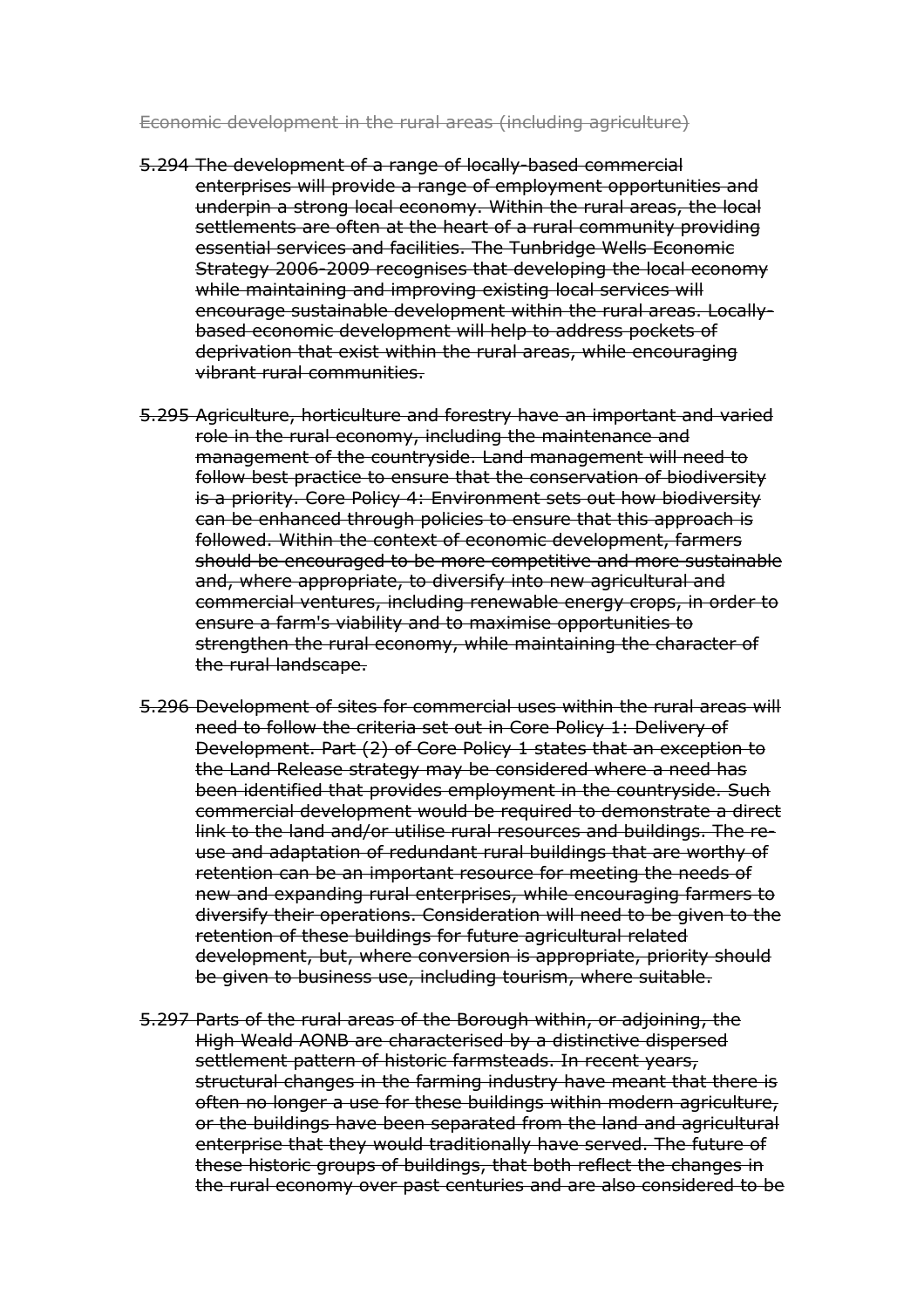~~Economic development in the rural areas (including agriculture)~~

~~5.294 The development of a range of locally-based commercial enterprises will provide a range of employment opportunities and underpin a strong local economy. Within the rural areas, the local settlements are often at the heart of a rural community providing essential services and facilities. The Tunbridge Wells Economic Strategy 2006-2009 recognises that developing the local economy while maintaining and improving existing local services will encourage sustainable development within the rural areas. Locally-based economic development will help to address pockets of deprivation that exist within the rural areas, while encouraging vibrant rural communities.~~

~~5.295 Agriculture, horticulture and forestry have an important and varied role in the rural economy, including the maintenance and management of the countryside. Land management will need to follow best practice to ensure that the conservation of biodiversity is a priority. Core Policy 4: Environment sets out how biodiversity can be enhanced through policies to ensure that this approach is followed. Within the context of economic development, farmers should be encouraged to be more competitive and more sustainable and, where appropriate, to diversify into new agricultural and commercial ventures, including renewable energy crops, in order to ensure a farm's viability and to maximise opportunities to strengthen the rural economy, while maintaining the character of the rural landscape.~~

~~5.296 Development of sites for commercial uses within the rural areas will need to follow the criteria set out in Core Policy 1: Delivery of Development. Part (2) of Core Policy 1 states that an exception to the Land Release strategy may be considered where a need has been identified that provides employment in the countryside. Such commercial development would be required to demonstrate a direct link to the land and/or utilise rural resources and buildings. The re-use and adaptation of redundant rural buildings that are worthy of retention can be an important resource for meeting the needs of new and expanding rural enterprises, while encouraging farmers to diversify their operations. Consideration will need to be given to the retention of these buildings for future agricultural related development, but, where conversion is appropriate, priority should be given to business use, including tourism, where suitable.~~

~~5.297 Parts of the rural areas of the Borough within, or adjoining, the High Weald AONB are characterised by a distinctive dispersed settlement pattern of historic farmsteads. In recent years, structural changes in the farming industry have meant that there is often no longer a use for these buildings within modern agriculture, or the buildings have been separated from the land and agricultural enterprise that they would traditionally have served. The future of these historic groups of buildings, that both reflect the changes in the rural economy over past centuries and are also considered to be~~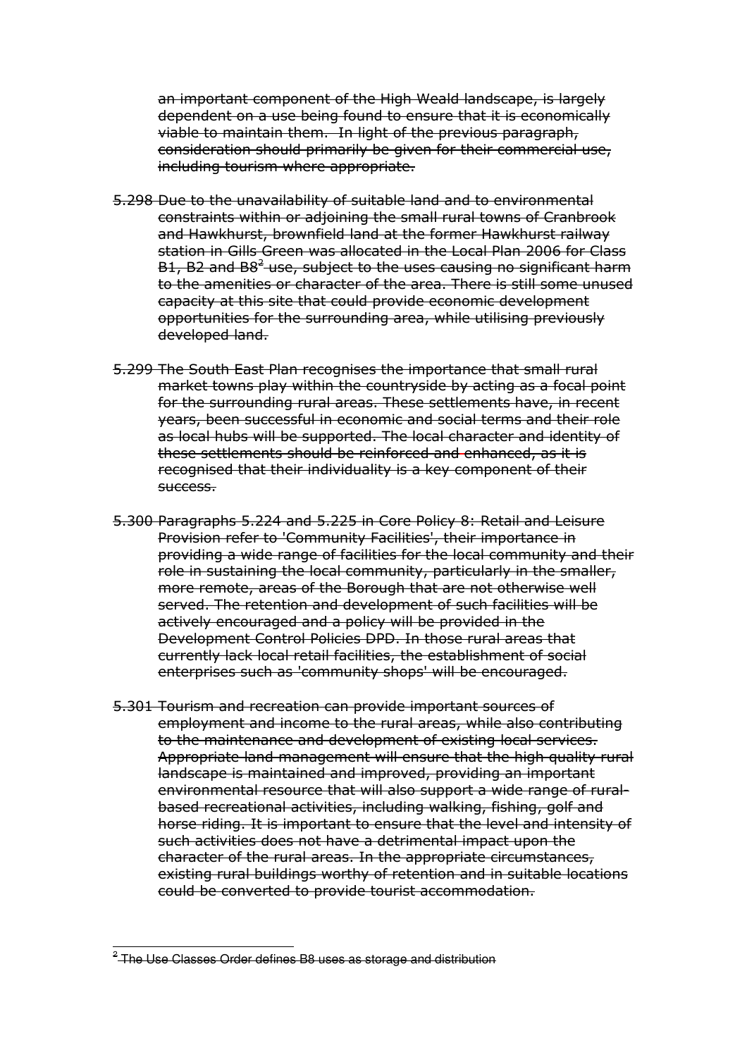~~an important component of the High Weald landscape, is largely dependent on a use being found to ensure that it is economically viable to maintain them. In light of the previous paragraph, consideration should primarily be given for their commercial use, including tourism where appropriate.~~

~~5.298 Due to the unavailability of suitable land and to environmental constraints within or adjoining the small rural towns of Cranbrook and Hawkhurst, brownfield land at the former Hawkhurst railway station in Gills Green was allocated in the Local Plan 2006 for Class B1, B2 and B8[2] use, subject to the uses causing no significant harm to the amenities or character of the area. There is still some unused capacity at this site that could provide economic development opportunities for the surrounding area, while utilising previously developed land.~~

~~5.299 The South East Plan recognises the importance that small rural market towns play within the countryside by acting as a focal point for the surrounding rural areas. These settlements have, in recent years, been successful in economic and social terms and their role as local hubs will be supported. The local character and identity of these settlements should be reinforced and enhanced, as it is recognised that their individuality is a key component of their success.~~

~~5.300 Paragraphs 5.224 and 5.225 in Core Policy 8: Retail and Leisure Provision refer to 'Community Facilities', their importance in providing a wide range of facilities for the local community and their role in sustaining the local community, particularly in the smaller, more remote, areas of the Borough that are not otherwise well served. The retention and development of such facilities will be actively encouraged and a policy will be provided in the Development Control Policies DPD. In those rural areas that currently lack local retail facilities, the establishment of social enterprises such as 'community shops' will be encouraged.~~

~~5.301 Tourism and recreation can provide important sources of employment and income to the rural areas, while also contributing to the maintenance and development of existing local services. Appropriate land management will ensure that the high quality rural landscape is maintained and improved, providing an important environmental resource that will also support a wide range of rural-based recreational activities, including walking, fishing, golf and horse riding. It is important to ensure that the level and intensity of such activities does not have a detrimental impact upon the character of the rural areas. In the appropriate circumstances, existing rural buildings worthy of retention and in suitable locations could be converted to provide tourist accommodation.~~

---

[2] ~~The Use Classes Order defines B8 uses as storage and distribution~~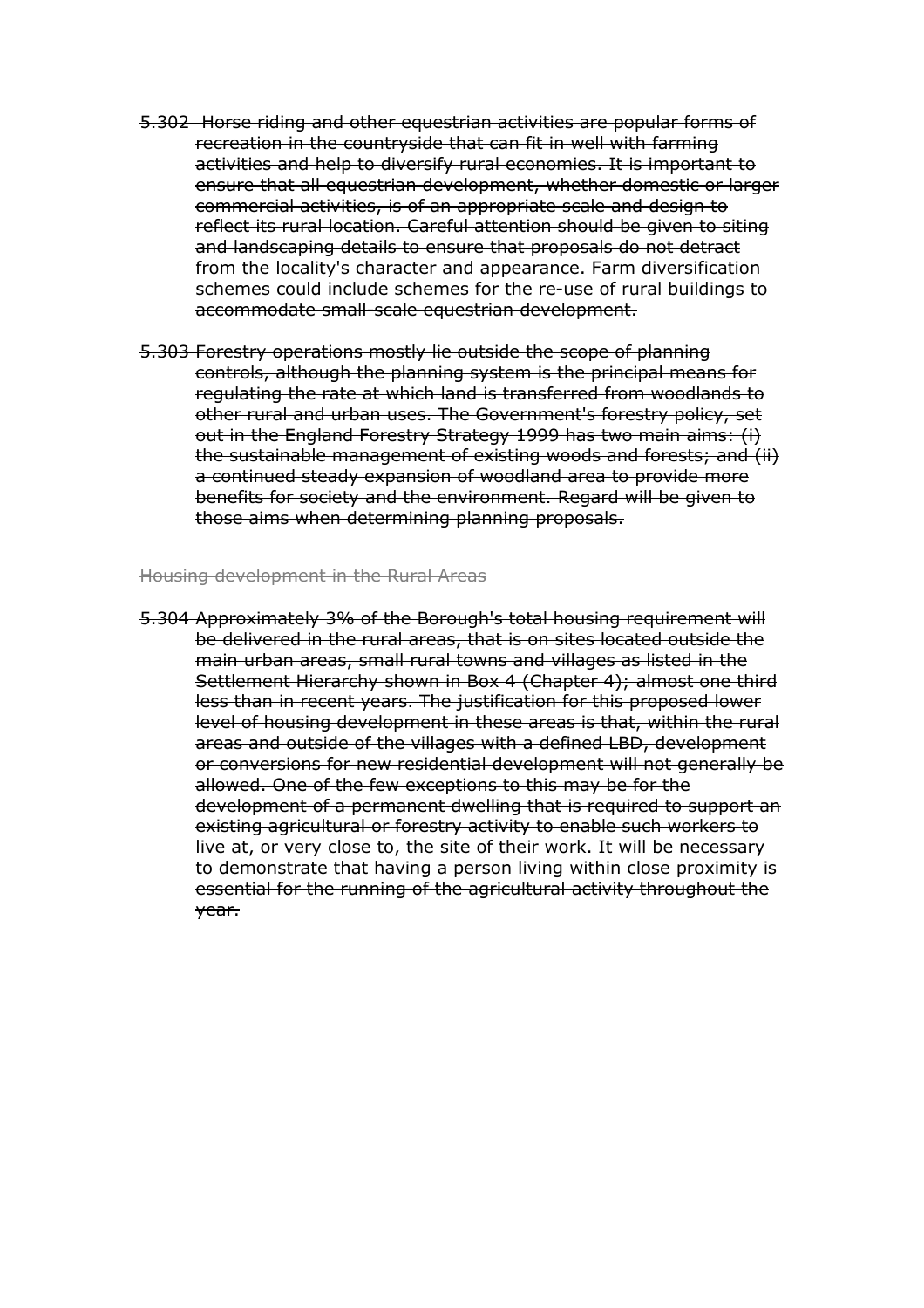~~5.302 Horse riding and other equestrian activities are popular forms of recreation in the countryside that can fit in well with farming activities and help to diversify rural economies. It is important to ensure that all equestrian development, whether domestic or larger commercial activities, is of an appropriate scale and design to reflect its rural location. Careful attention should be given to siting and landscaping details to ensure that proposals do not detract from the locality's character and appearance. Farm diversification schemes could include schemes for the re-use of rural buildings to accommodate small-scale equestrian development.~~

~~5.303 Forestry operations mostly lie outside the scope of planning controls, although the planning system is the principal means for regulating the rate at which land is transferred from woodlands to other rural and urban uses. The Government's forestry policy, set out in the England Forestry Strategy 1999 has two main aims: (i) the sustainable management of existing woods and forests; and (ii) a continued steady expansion of woodland area to provide more benefits for society and the environment. Regard will be given to those aims when determining planning proposals.~~

### ~~Housing development in the Rural Areas~~

~~5.304 Approximately 3% of the Borough's total housing requirement will be delivered in the rural areas, that is on sites located outside the main urban areas, small rural towns and villages as listed in the Settlement Hierarchy shown in Box 4 (Chapter 4); almost one third less than in recent years. The justification for this proposed lower level of housing development in these areas is that, within the rural areas and outside of the villages with a defined LBD, development or conversions for new residential development will not generally be allowed. One of the few exceptions to this may be for the development of a permanent dwelling that is required to support an existing agricultural or forestry activity to enable such workers to live at, or very close to, the site of their work. It will be necessary to demonstrate that having a person living within close proximity is essential for the running of the agricultural activity throughout the year.~~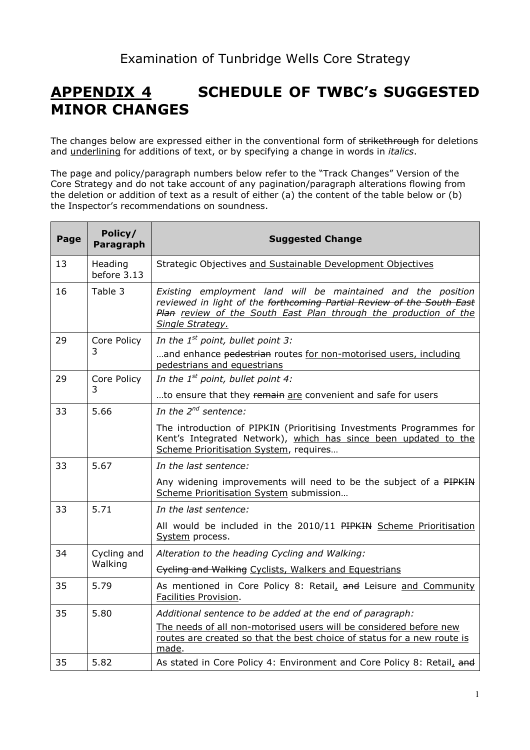Examination of Tunbridge Wells Core Strategy

# APPENDIX 4 SCHEDULE OF TWBC's SUGGESTED MINOR CHANGES

The changes below are expressed either in the conventional form of ~~strikethrough~~ for deletions and <u>underlining</u> for additions of text, or by specifying a change in words in *italics*.

The page and policy/paragraph numbers below refer to the "Track Changes" Version of the Core Strategy and do not take account of any pagination/paragraph alterations flowing from the deletion or addition of text as a result of either (a) the content of the table below or (b) the Inspector's recommendations on soundness.

| Page | Policy/ Paragraph | Suggested Change |
|---|---|---|
| 13 | Heading before 3.13 | Strategic Objectives <u>and Sustainable Development Objectives</u> |
| 16 | Table 3 | *Existing employment land will be maintained and the position reviewed in light of the ~~forthcoming Partial Review of the South East Plan~~ <u>review of the South East Plan through the production of the Single Strategy.</u>* |
| 29 | Core Policy 3 | *In the 1st point, bullet point 3:* …and enhance ~~pedestrian~~ routes <u>for non-motorised users, including pedestrians and equestrians</u> |
| 29 | Core Policy 3 | *In the 1st point, bullet point 4:* …to ensure that they ~~remain~~ <u>are</u> convenient and safe for users |
| 33 | 5.66 | *In the 2nd sentence:* The introduction of PIPKIN (Prioritising Investments Programmes for Kent's Integrated Network), <u>which has since been updated to the Scheme Prioritisation System</u>, requires… |
| 33 | 5.67 | *In the last sentence:* Any widening improvements will need to be the subject of a ~~PIPKIN~~ <u>Scheme Prioritisation System</u> submission… |
| 33 | 5.71 | *In the last sentence:* All would be included in the 2010/11 ~~PIPKIN~~ <u>Scheme Prioritisation System</u> process. |
| 34 | Cycling and Walking | *Alteration to the heading Cycling and Walking:* ~~Cycling and Walking~~ <u>Cyclists, Walkers and Equestrians</u> |
| 35 | 5.79 | As mentioned in Core Policy 8: Retail<u>,</u> ~~and~~ Leisure <u>and Community Facilities Provision</u>. |
| 35 | 5.80 | *Additional sentence to be added at the end of paragraph:* <u>The needs of all non-motorised users will be considered before new routes are created so that the best choice of status for a new route is made</u>. |
| 35 | 5.82 | As stated in Core Policy 4: Environment and Core Policy 8: Retail<u>,</u> ~~and~~ |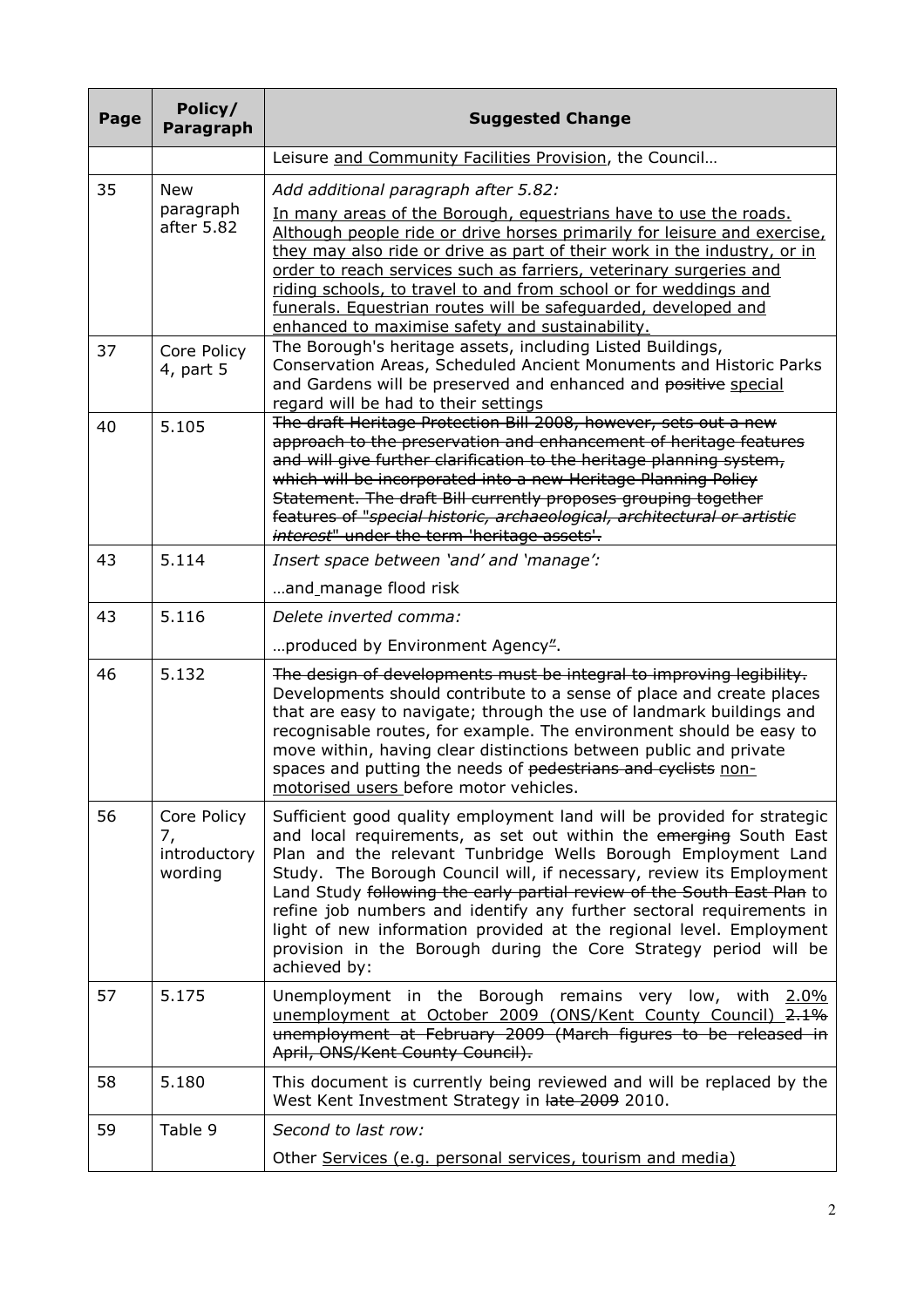| Page | Policy/ Paragraph | Suggested Change |
|---|---|---|
| | | Leisure <u>and Community Facilities Provision</u>, the Council… |
| 35 | New paragraph after 5.82 | *Add additional paragraph after 5.82:*<br><u>In many areas of the Borough, equestrians have to use the roads. Although people ride or drive horses primarily for leisure and exercise, they may also ride or drive as part of their work in the industry, or in order to reach services such as farriers, veterinary surgeries and riding schools, to travel to and from school or for weddings and funerals. Equestrian routes will be safeguarded, developed and enhanced to maximise safety and sustainability.</u> |
| 37 | Core Policy 4, part 5 | The Borough's heritage assets, including Listed Buildings, Conservation Areas, Scheduled Ancient Monuments and Historic Parks and Gardens will be preserved and enhanced and ~~positive~~ <u>special</u> regard will be had to their settings |
| 40 | 5.105 | ~~The draft Heritage Protection Bill 2008, however, sets out a new approach to the preservation and enhancement of heritage features and will give further clarification to the heritage planning system, which will be incorporated into a new Heritage Planning Policy Statement. The draft Bill currently proposes grouping together features of "*special historic, archaeological, architectural or artistic interest*" under the term 'heritage assets'.~~ |
| 43 | 5.114 | *Insert space between 'and' and 'manage':*<br>…and<u> </u>manage flood risk |
| 43 | 5.116 | *Delete inverted comma:*<br>…produced by Environment Agency~~"~~. |
| 46 | 5.132 | ~~The design of developments must be integral to improving legibility.~~ Developments should contribute to a sense of place and create places that are easy to navigate; through the use of landmark buildings and recognisable routes, for example. The environment should be easy to move within, having clear distinctions between public and private spaces and putting the needs of ~~pedestrians and cyclists~~ <u>non-motorised users</u> before motor vehicles. |
| 56 | Core Policy 7, introductory wording | Sufficient good quality employment land will be provided for strategic and local requirements, as set out within the ~~emerging~~ South East Plan and the relevant Tunbridge Wells Borough Employment Land Study. The Borough Council will, if necessary, review its Employment Land Study ~~following the early partial review of the South East Plan~~ to refine job numbers and identify any further sectoral requirements in light of new information provided at the regional level. Employment provision in the Borough during the Core Strategy period will be achieved by: |
| 57 | 5.175 | Unemployment in the Borough remains very low, with <u>2.0% unemployment at October 2009 (ONS/Kent County Council)</u> ~~2.1% unemployment at February 2009 (March figures to be released in April, ONS/Kent County Council).~~ |
| 58 | 5.180 | This document is currently being reviewed and will be replaced by the West Kent Investment Strategy in ~~late 2009~~ 2010. |
| 59 | Table 9 | *Second to last row:*<br>Other <u>Services (e.g. personal services, tourism and media)</u> |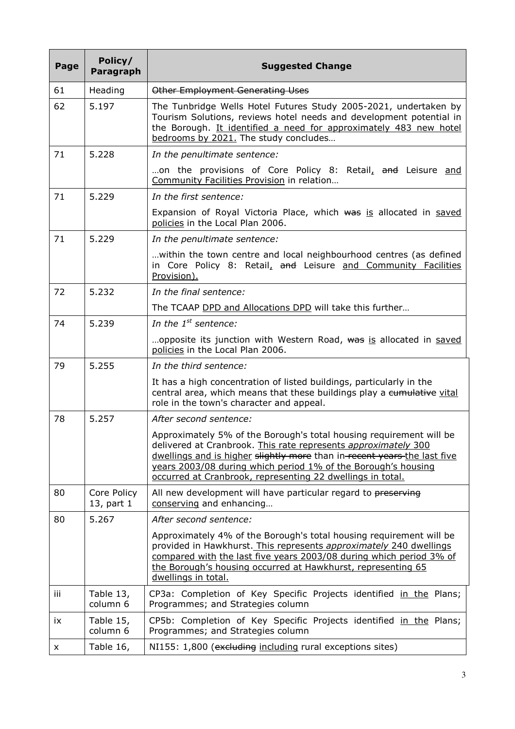| Page | Policy/ Paragraph | Suggested Change |
|---|---|---|
| 61 | Heading | ~~Other Employment Generating Uses~~ |
| 62 | 5.197 | The Tunbridge Wells Hotel Futures Study 2005-2021, undertaken by Tourism Solutions, reviews hotel needs and development potential in the Borough. <u>It identified a need for approximately 483 new hotel bedrooms by 2021.</u> The study concludes… |
| 71 | 5.228 | *In the penultimate sentence:* …on the provisions of Core Policy 8: Retail<u>,</u> ~~and~~ Leisure <u>and Community Facilities Provision</u> in relation… |
| 71 | 5.229 | *In the first sentence:* Expansion of Royal Victoria Place, which ~~was~~ <u>is</u> allocated in <u>saved policies</u> in the Local Plan 2006. |
| 71 | 5.229 | *In the penultimate sentence:* …within the town centre and local neighbourhood centres (as defined in Core Policy 8: Retail<u>,</u> ~~and~~ Leisure <u>and Community Facilities Provision).</u> |
| 72 | 5.232 | *In the final sentence:* The TCAAP <u>DPD and Allocations DPD</u> will take this further… |
| 74 | 5.239 | *In the 1st sentence:* …opposite its junction with Western Road, ~~was~~ <u>is</u> allocated in <u>saved policies</u> in the Local Plan 2006. |
| 79 | 5.255 | *In the third sentence:* It has a high concentration of listed buildings, particularly in the central area, which means that these buildings play a ~~cumulative~~ <u>vital</u> role in the town's character and appeal. |
| 78 | 5.257 | *After second sentence:* Approximately 5% of the Borough's total housing requirement will be delivered at Cranbrook. <u>This rate represents *approximately* 300 dwellings and is higher</u> ~~slightly more~~ than in ~~recent years~~ <u>the last five years 2003/08 during which period 1% of the Borough's housing occurred at Cranbrook, representing 22 dwellings in total.</u> |
| 80 | Core Policy 13, part 1 | All new development will have particular regard to ~~preserving~~ <u>conserving</u> and enhancing… |
| 80 | 5.267 | *After second sentence:* Approximately 4% of the Borough's total housing requirement will be provided in Hawkhurst.<u> This represents *approximately* 240 dwellings compared with the last five years 2003/08 during which period 3% of the Borough's housing occurred at Hawkhurst, representing 65 dwellings in total.</u> |
| iii | Table 13, column 6 | CP3a: Completion of Key Specific Projects identified <u>in the</u> Plans; Programmes; and Strategies column |
| ix | Table 15, column 6 | CP5b: Completion of Key Specific Projects identified <u>in the</u> Plans; Programmes; and Strategies column |
| x | Table 16, | NI155: 1,800 (~~excluding~~ <u>including</u> rural exceptions sites) |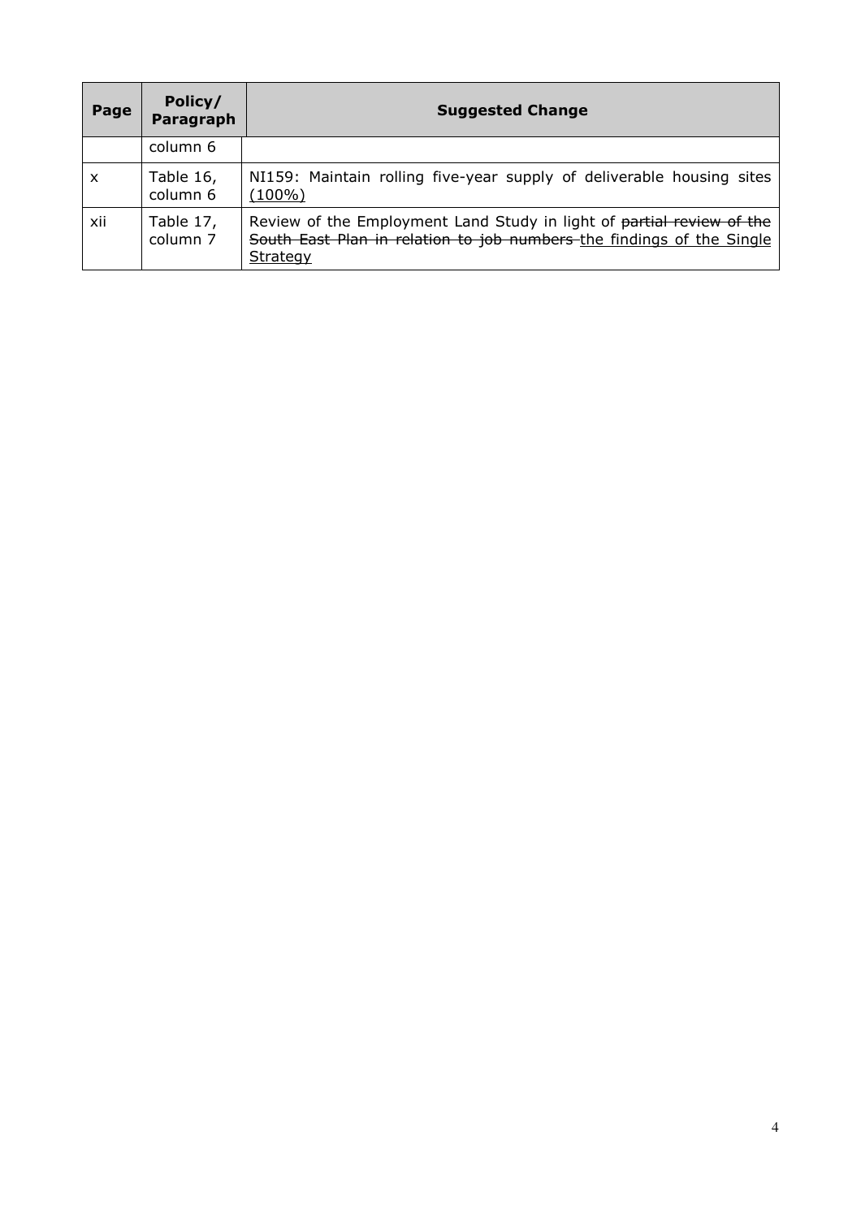| Page | Policy/ Paragraph | Suggested Change |
|---|---|---|
| | column 6 | |
| x | Table 16, column 6 | NI159: Maintain rolling five-year supply of deliverable housing sites <u>(100%)</u> |
| xii | Table 17, column 7 | Review of the Employment Land Study in light of ~~partial review of the South East Plan in relation to job numbers~~ <u>the findings of the Single Strategy</u> |